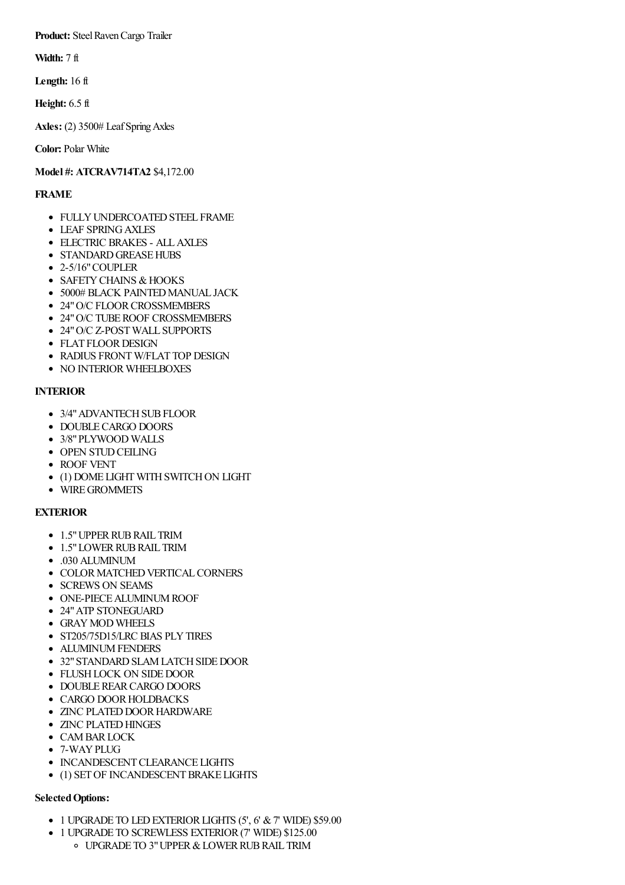**Product:** Steel Raven Cargo Trailer

**Width:** 7 ft

**Length:** 16 ft

**Height:** 6.5 ft

**Axles:** (2) 3500# Leaf Spring Axles

**Color:** Polar White

**Model #: ATCRAV714TA2** $4,172.00

### FRAME

- FULLY UNDERCOATED STEEL FRAME
- LEAF SPRING AXLES
- ELECTRIC BRAKES - ALL AXLES
- STANDARD GREASE HUBS
- 2-5/16" COUPLER
- SAFETY CHAINS & HOOKS
- 5000# BLACK PAINTED MANUAL JACK
- 24" O/C FLOOR CROSSMEMBERS
- 24" O/C TUBE ROOF CROSSMEMBERS
- 24" O/C Z-POST WALL SUPPORTS
- FLAT FLOOR DESIGN
- RADIUS FRONT W/FLAT TOP DESIGN
- NO INTERIOR WHEELBOXES

### INTERIOR

- 3/4" ADVANTECH SUB FLOOR
- DOUBLE CARGO DOORS
- 3/8" PLYWOOD WALLS
- OPEN STUD CEILING
- ROOF VENT
- (1) DOME LIGHT WITH SWITCH ON LIGHT
- WIRE GROMMETS

### EXTERIOR

- 1.5" UPPER RUB RAIL TRIM
- 1.5" LOWER RUB RAIL TRIM
- .030 ALUMINUM
- COLOR MATCHED VERTICAL CORNERS
- SCREWS ON SEAMS
- ONE-PIECE ALUMINUM ROOF
- 24" ATP STONEGUARD
- GRAY MOD WHEELS
- ST205/75D15/LRC BIAS PLY TIRES
- ALUMINUM FENDERS
- 32" STANDARD SLAM LATCH SIDE DOOR
- FLUSH LOCK ON SIDE DOOR
- DOUBLE REAR CARGO DOORS
- CARGO DOOR HOLDBACKS
- ZINC PLATED DOOR HARDWARE
- ZINC PLATED HINGES
- CAM BAR LOCK
- 7-WAY PLUG
- INCANDESCENT CLEARANCE LIGHTS
- (1) SET OF INCANDESCENT BRAKE LIGHTS

### Selected Options:

- 1 UPGRADE TO LED EXTERIOR LIGHTS (5', 6' & 7' WIDE) $59.00
- 1 UPGRADE TO SCREWLESS EXTERIOR (7' WIDE) $125.00
  - UPGRADE TO 3" UPPER & LOWER RUB RAIL TRIM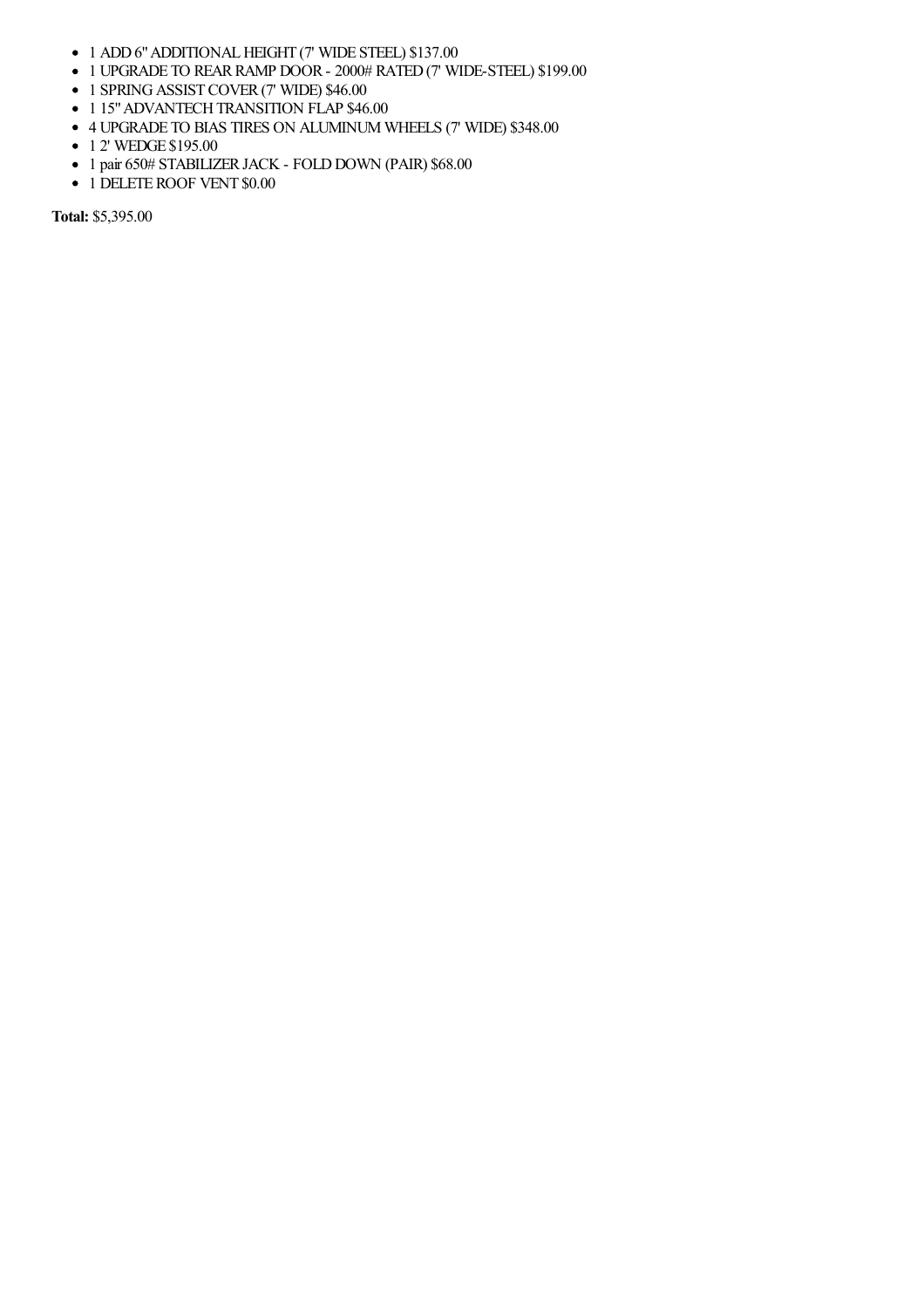- 1 ADD 6" ADDITIONAL HEIGHT (7' WIDE STEEL) $137.00
- 1 UPGRADE TO REAR RAMP DOOR - 2000# RATED (7' WIDE-STEEL) $199.00
- 1 SPRING ASSIST COVER (7' WIDE) $46.00
- 1 15" ADVANTECH TRANSITION FLAP $46.00
- 4 UPGRADE TO BIAS TIRES ON ALUMINUM WHEELS (7' WIDE) $348.00
- 1 2' WEDGE $195.00
- 1 pair 650# STABILIZER JACK - FOLD DOWN (PAIR) $68.00
- 1 DELETE ROOF VENT $0.00

**Total:** $5,395.00